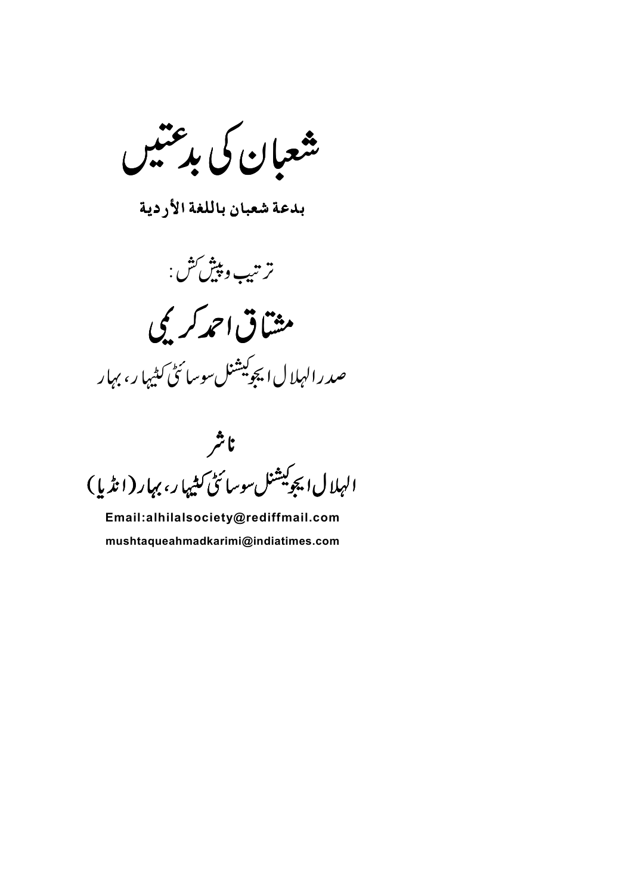# شعبان کی بدعتیں

**بدعة شعبان باللغة الأردية**

ترتیب وپیش کش:

## مشتاق احمد کریمی

صدر الہلال ایجوکیشنل سوسائٹی کٹیہار، بہار

ناشر

الہلال ایجوکیشنل سوسائٹی کٹیہار، بہار (انڈیا)

**Email:alhilalsociety@rediffmail.com**

**mushtaqueahmadkarimi@indiatimes.com**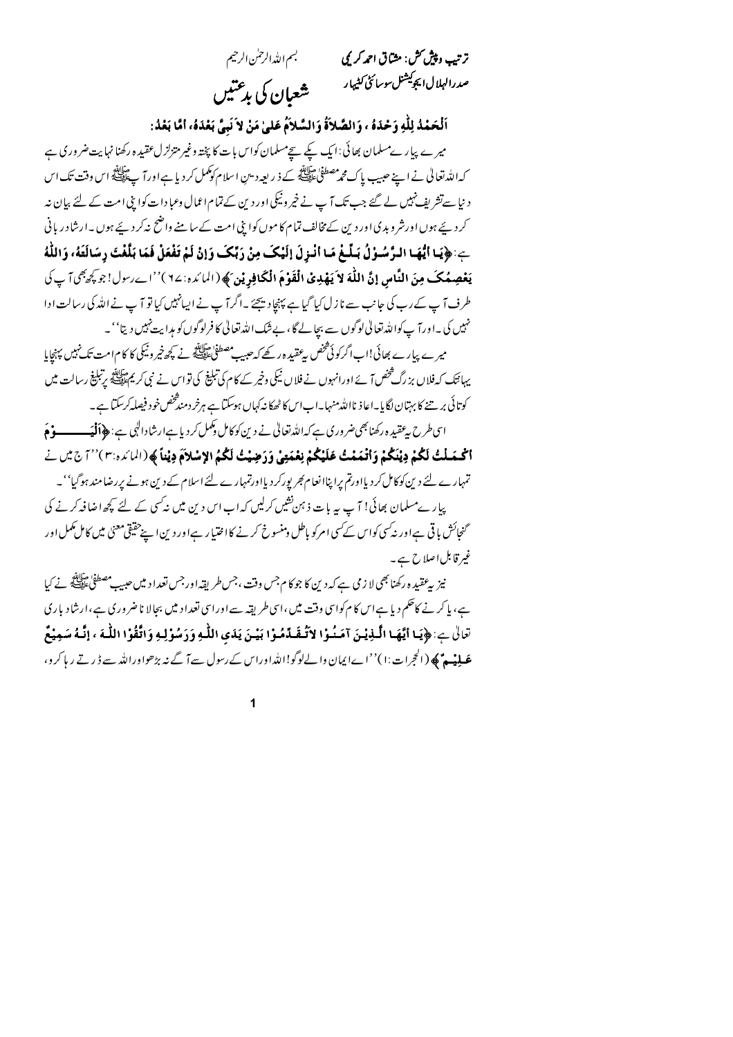ترتیب وپیش کش: مشتاق احمد کریمی　　　　بسم اللہ الرحمٰن الرحیم

صدر الہلال ایجوکیشنل سوسائٹی کٹیہار

# شعبان کی بدعتیں

**اَلْحَمْدُ لِلّٰہِ وَحْدَہٗ ، وَالصَّلَاۃُ وَالسَّلَامُ عَلیٰ مَنْ لاَ نَبِیَّ بَعْدَہٗ، اَمَّا بَعْدُ:**

میرے پیارے مسلمان بھائی: ایک پکے سچے مسلمان کو اس بات کا پختہ و غیر متزلزل عقیدہ رکھنا نہایت ضروری ہے کہ اللہ تعالیٰ نے اپنے حبیب پاک محمد مصطفیٰ ﷺ کے ذریعہ دینِ اسلام کو مکمل کر دیا ہے اور آپ ﷺ اس وقت تک اس دنیا سے تشریف نہیں لے گئے جب تک آپ نے خیر و نیکی اور دین کے تمام اعمال و عبادات کو اپنی امت کے لئے بیان نہ کر دیئے ہوں اور شر و بدی اور دین کے مخالف تمام کاموں کو اپنی امت کے سامنے واضح نہ کر دیئے ہوں۔ ارشاد ربانی ہے: ﴿**یَا اَیُّھَا الرَّسُوْلُ بَلِّغْ مَا اُنْزِلَ اِلَیْکَ مِنْ رَّبِّکَ وَاِنْ لَّمْ تَفْعَلْ فَمَا بَلَّغْتَ رِسَالَتَہٗ، وَاللّٰہُ یَعْصِمُکَ مِنَ النَّاسِ اِنَّ اللّٰہَ لاَ یَھْدِی الْقَوْمَ الْکَافِرِیْنَ**﴾ (المائدہ: ٦٧) ''اے رسول! جو کچھ بھی آپ کی طرف آپ کے رب کی جانب سے نازل کیا گیا ہے پہنچا دیجئے۔ اگر آپ نے ایسا نہیں کیا تو آپ نے اللہ کی رسالت ادا نہیں کی۔ اور آپ کو اللہ تعالیٰ لوگوں سے بچالے گا، بے شک اللہ تعالیٰ کافر لوگوں کو ہدایت نہیں دیتا''۔

میرے پیارے بھائی! اب اگر کوئی شخص یہ عقیدہ رکھے کہ حبیبِ مصطفیٰ ﷺ نے کچھ خیر و نیکی کا کام امت تک نہیں پہنچایا یہاں تک کہ فلاں بزرگ شخص آئے اور انہوں نے فلاں نیکی و خیر کے کام کی تبلیغ کی تو اس نے نبی کریم ﷺ پر تبلیغِ رسالت میں کوتائی برتنے کا بہتان لگایا۔ اعاذنا اللہ منہا۔ اب اس کا ٹھکانہ کہاں ہوسکتا ہے ہر خردمند شخص خود فیصلہ کر سکتا ہے۔

اسی طرح یہ عقیدہ رکھنا بھی ضروری ہے کہ اللہ تعالیٰ نے دین کو کامل و مکمل کر دیا ہے ارشادِ الٰہی ہے: ﴿**اَلْیَوْمَ اَکْمَلْتُ لَکُمْ دِیْنَکُمْ وَاَتْمَمْتُ عَلَیْکُمْ نِعْمَتِیْ وَرَضِیْتُ لَکُمُ الْاِسْلاَمَ دِیْناً**﴾ (المائدہ: ٣) ''آج میں نے تمہارے لئے دین کو کامل کر دیا اور تم پر اپنا انعام بھرپور کر دیا اور تمہارے لئے اسلام کے دین ہونے پر رضامند ہوگیا''۔

پیارے مسلمان بھائی! آپ یہ بات ذہن نشیں کر لیں کہ اب اس دین میں نہ کسی کے لئے کچھ اضافہ کرنے کی گنجائش باقی ہے اور نہ کسی کو اس کے کسی امر کو باطل و منسوخ کرنے کا اختیار ہے اور دین اپنے حقیقی معنیٰ میں کامل مکمل اور غیر قابلِ اصلاح ہے۔

نیز یہ عقیدہ رکھنا بھی لازمی ہے کہ دین کا جو کام جس وقت، جس طریقہ اور جس تعداد میں حبیبِ مصطفیٰ ﷺ نے کیا ہے، یا کرنے کا حکم دیا ہے اس کام کو اسی وقت میں، اسی طریقہ سے اور اسی تعداد میں بجالانا ضروری ہے، ارشاد باری تعالیٰ ہے: ﴿**یَا اَیُّھَا الَّذِیْنَ آمَنُوْا لاَ تُقَدِّمُوْا بَیْنَ یَدَیِ اللّٰہِ وَرَسُوْلِہٖ وَاتَّقُوْا اللّٰہَ ، اِنَّہٗ سَمِیْعٌ عَلِیْمٌ**﴾ (الحجرات: ١) ''اے ایمان والے لوگو! اللہ اور اس کے رسول سے آگے نہ بڑھو اور اللہ سے ڈرتے رہا کرو،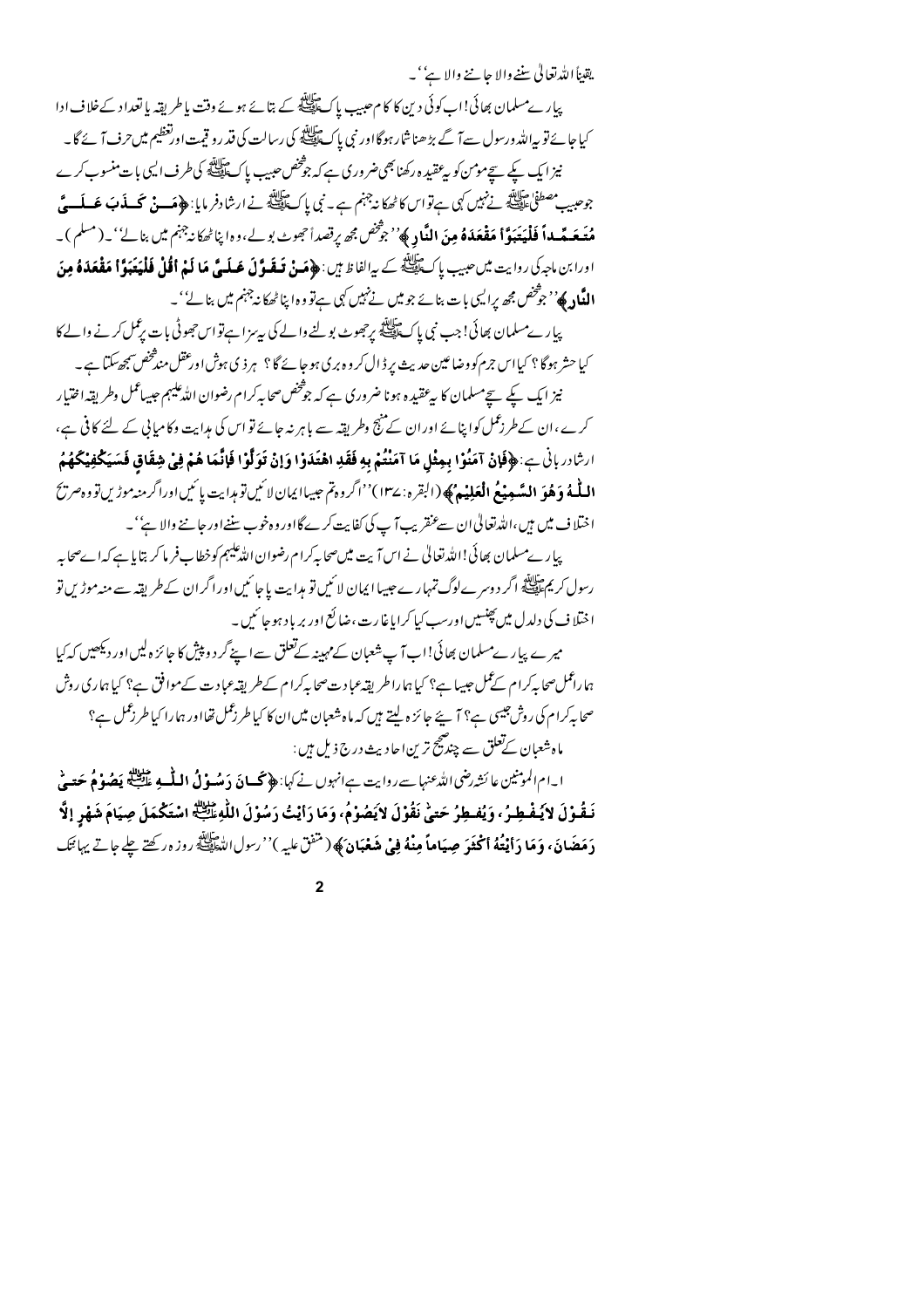یقیناً اللہ تعالیٰ سننے والا جاننے والا ہے''۔

پیارے مسلمان بھائی! اب کوئی دین کا کام حبیب پاک ﷺ کے بتائے ہوئے وقت یا طریقہ یا تعداد کے خلاف ادا کیا جائے تو یہ اللہ ورسول سے آگے بڑھنا شمار ہوگا اور نبی پاک ﷺ کی رسالت کی قدر و قیمت اور تعظیم میں حرف آئے گا۔

نیز ایک پکے سچے مومن کو یہ عقیدہ رکھنا بھی ضروری ہے کہ جو شخص حبیب پاک ﷺ کی طرف ایسی بات منسوب کرے جو حبیب مصطفی ﷺ نے نہیں کہی ہے تو اس کا ٹھکانہ جہنم ہے۔ نبی پاک ﷺ نے ارشاد فرمایا: **﴿مَنْ كَذَبَ عَلَيَّ مُتَعَمِّداً فَلْيَتَبَوَّأْ مَقْعَدَهُ مِنَ النَّارِ﴾** ''جو شخص مجھ پر قصداً جھوٹ بولے، وہ اپنا ٹھکانہ جہنم میں بنالے''۔ (مسلم)۔

اور ابن ماجہ کی روایت میں حبیب پاک ﷺ کے یہ الفاظ ہیں: **﴿مَنْ تَقَوَّلَ عَلَيَّ مَا لَمْ أَقُلْ فَلْيَتَبَوَّأْ مَقْعَدَهُ مِنَ النَّارِ﴾** ''جو شخص مجھ پر ایسی بات بنائے جو میں نے نہیں کہی ہے تو وہ اپنا ٹھکانہ جہنم میں بنالے''۔

پیارے مسلمان بھائی! جب نبی پاک ﷺ پر جھوٹ بولنے والے کی یہ سزا ہے تو اس جھوٹی بات پر عمل کرنے والے کا کیا حشر ہوگا؟ کیا اس جرم کو وضاعین حدیث پر ڈال کر وہ بری ہو جائے گا؟ ہر ذی ہوش اور عقل مند شخص سمجھ سکتا ہے۔

نیز ایک پکے سچے مسلمان کا یہ عقیدہ ہونا ضروری ہے کہ جو شخص صحابہ کرام رضوان اللہ علیہم جیسا عمل وطریقہ اختیار کرے، ان کے طرز عمل کو اپنائے اور ان کے منہج وطریقہ سے باہر نہ جائے تو اس کی ہدایت وکامیابی کے لئے کافی ہے، ارشاد ربانی ہے: **﴿فَإِنْ آمَنُوْا بِمِثْلِ مَا آمَنْتُمْ بِهِ فَقَدِ اهْتَدَوْا وَإِنْ تَوَلَّوْا فَإِنَّمَا هُمْ فِيْ شِقَاقٍ فَسَيَكْفِيْكَهُمُ اللّٰهُ وَهُوَ السَّمِيْعُ الْعَلِيْمُ﴾** (البقرہ: ۱۳۷) ''اگر وہ تم جیسا ایمان لائیں تو ہدایت پائیں اور اگر منہ موڑیں تو وہ صریح اختلاف میں ہیں، اللہ تعالیٰ ان سے عنقریب آپ کی کفایت کرے گا اور وہ خوب سننے اور جاننے والا ہے''۔

پیارے مسلمان بھائی! اللہ تعالیٰ نے اس آیت میں صحابہ کرام رضوان اللہ علیہم کو خطاب فرما کر بتایا ہے کہ اے صحابہ رسول کریم ﷺ اگر دوسرے لوگ تمہارے جیسا ایمان لائیں تو ہدایت پا جائیں اور اگر ان کے طریقہ سے منہ موڑیں تو اختلاف کی دلدل میں پھنسیں اور سب کیا کرایا غارت، ضائع اور برباد ہو جائیں۔

میرے پیارے مسلمان بھائی! اب آپ شعبان کے مہینہ کے تعلق سے اپنے گردوپیش کا جائزہ لیں اور دیکھیں کہ کیا ہمارا عمل صحابہ کرام کے عمل جیسا ہے؟ کیا ہمارا طریقہ عبادت صحابہ کرام کے طریقہ عبادت کے موافق ہے؟ کیا ہماری روش صحابہ کرام کی روش جیسی ہے؟ آیئے جائزہ لیتے ہیں کہ ماہ شعبان میں ان کا کیا طرز عمل تھا اور ہمارا کیا طرز عمل ہے؟

ماہ شعبان کے تعلق سے چند صحیح ترین احادیث درج ذیل ہیں:

۱۔ ام المومنین عائشہ رضی اللہ عنہا سے روایت ہے انہوں نے کہا: **﴿كَانَ رَسُوْلُ اللّٰهِ ﷺ يَصُوْمُ حَتّٰى نَقُوْلَ لَا يُفْطِرُ، وَيُفْطِرُ حَتّٰى نَقُوْلَ لَا يَصُوْمُ، وَمَا رَأَيْتُ رَسُوْلَ اللّٰهِ ﷺ اسْتَكْمَلَ صِيَامَ شَهْرٍ إِلَّا رَمَضَانَ، وَمَا رَأَيْتُهُ أَكْثَرَ صِيَاماً مِنْهُ فِيْ شَعْبَانَ﴾** (متفق علیہ) ''رسول اللہ ﷺ روزہ رکھتے چلے جاتے یہاں تک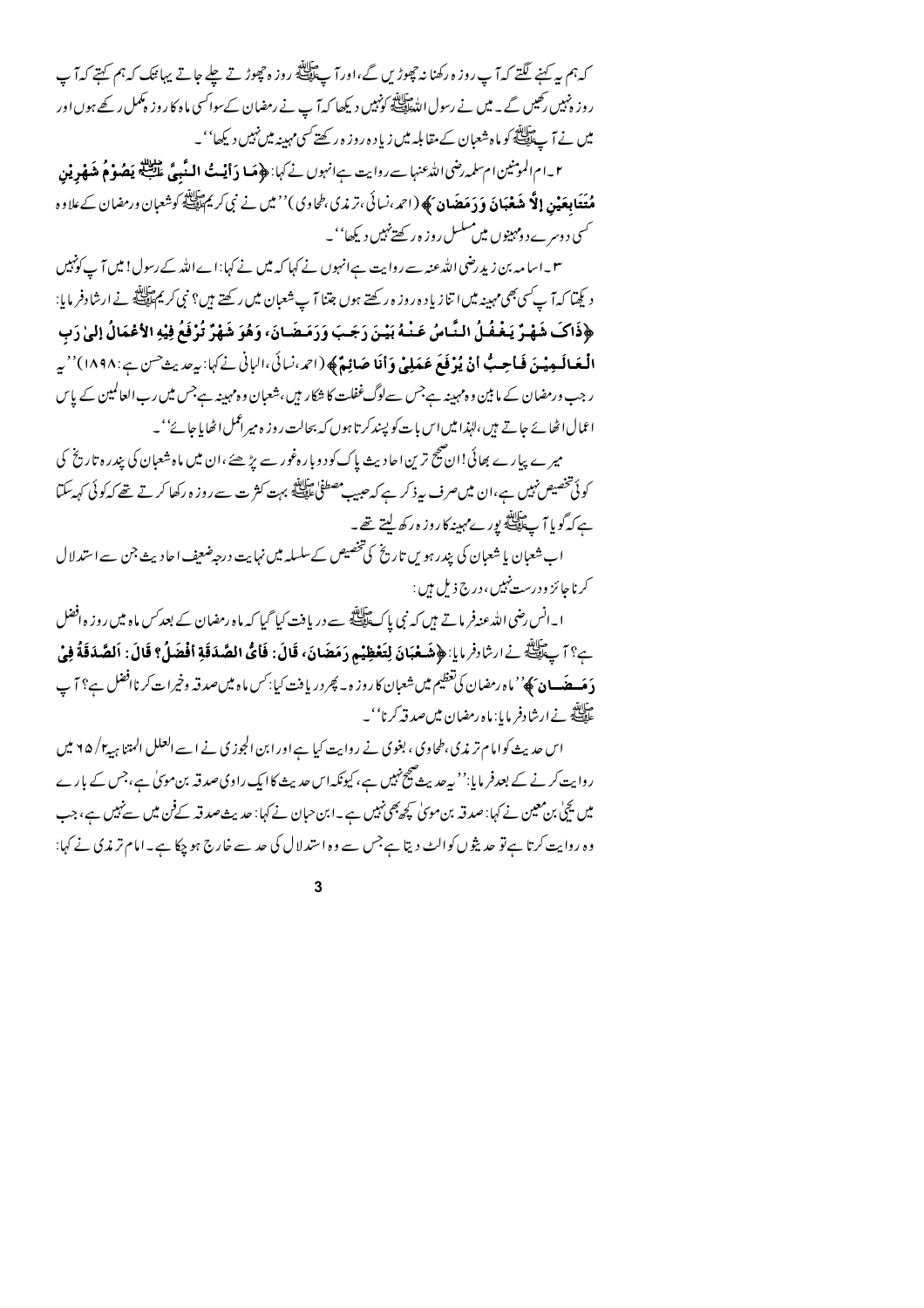کہ ہم یہ کہنے لگتے کہ آپ روزہ رکھنا نہ چھوڑیں گے، اور آپ ﷺ روزہ چھوڑتے چلے جاتے یہاںتک کہ ہم کہتے کہ آپ روزہ نہیں رکھیں گے۔ میں نے رسول اللہ ﷺ کو نہیں دیکھا کہ آپ نے رمضان کے سوا کسی ماہ کا روزہ مکمل رکھے ہوں اور میں نے آپ ﷺ کو ماہ شعبان کے مقابلہ میں زیادہ روزہ رکھتے کسی مہینہ میں نہیں دیکھا''۔

۲۔ام المومنین ام سلمہ رضی اللہ عنہا سے روایت ہے انہوں نے کہا: **﴿مَا رَأَيْتُ النَّبِيَّ ﷺ يَصُوْمُ شَهْرَيْنِ مُتَتَابِعَيْنِ إِلاَّ شَعْبَانَ وَرَمَضَانَ﴾** (احمد، نسائی، ترمذی، طحاوی) ''میں نے نبی کریم ﷺ کو شعبان و رمضان کے علاوہ کسی دوسرے دو مہینوں میں مسلسل روزہ رکھتے نہیں دیکھا''۔

۳۔اسامہ بن زید رضی اللہ عنہ سے روایت ہے انہوں نے کہا کہ میں نے کہا: اے اللہ کے رسول! میں آپ کو نہیں دیکھتا کہ آپ کسی بھی مہینہ میں اتنا زیادہ روزہ رکھتے ہوں جتنا آپ شعبان میں رکھتے ہیں؟ نبی کریم ﷺ نے ارشاد فرمایا: **﴿ذَاكَ شَهْرٌ يَغْفُلُ النَّاسُ عَنْهُ بَيْنَ رَجَبَ وَرَمَضَانَ، وَهُوَ شَهْرٌ تُرْفَعُ فِيْهِ الأعْمَالُ إِلىٰ رَبِّ الْعَالَمِيْنَ فَأُحِبُّ أَنْ يُرْفَعَ عَمَلِيْ وَأَنَا صَائِمٌ﴾** (احمد، نسائی، البانی نے کہا: یہ حدیث حسن ہے: ۱۸۹۸) ''یہ رجب و رمضان کے مابین وہ مہینہ ہے جس سے لوگ غفلت کا شکار ہیں، شعبان وہ مہینہ ہے جس میں رب العالمین کے پاس اعمال اٹھائے جاتے ہیں، لہٰذا میں اس بات کو پسند کرتا ہوں کہ بحالت روزہ میرا عمل اٹھایا جائے''۔

میرے پیارے بھائی! ان صحیح ترین احادیث پاک کو دوبارہ غور سے پڑھئے، ان میں ماہ شعبان کی پندرہ تاریخ کی کوئی تخصیص نہیں ہے، ان میں صرف یہ ذکر ہے کہ حبیب مصطفی ﷺ بہت کثرت سے روزہ رکھا کرتے تھے کہ کوئی کہہ سکتا ہے کہ گویا آپ ﷺ پورے مہینہ کا روزہ رکھ لیتے تھے۔

اب شعبان یا شعبان کی پندرہویں تاریخ کی تخصیص کے سلسلہ میں نہایت درجہ ضعیف احادیث جن سے استدلال کرنا جائز و درست نہیں، درج ذیل ہیں:

۱۔انس رضی اللہ عنہ فرماتے ہیں کہ نبی پاک ﷺ سے دریافت کیا گیا کہ ماہ رمضان کے بعد کس ماہ میں روزہ افضل ہے؟ آپ ﷺ نے ارشاد فرمایا: **﴿شَعْبَانَ لِتَعْظِيْمِ رَمَضَانَ، قَالَ: فَأَيُّ الصَّدَقَةِ أَفْضَلُ؟ قَالَ: اَلصَّدَقَةُ فِيْ رَمَضَانَ﴾** ''ماہ رمضان کی تعظیم میں شعبان کا روزہ۔ پھر دریافت کیا: کس ماہ میں صدقہ و خیرات کرنا افضل ہے؟ آپ ﷺ نے ارشاد فرمایا: ماہ رمضان میں صدقہ کرنا''۔

اس حدیث کو امام ترمذی، طحاوی، بغوی نے روایت کیا ہے اور ابن الجوزی نے اسے العلل المتناہیہ ۲/۶۵ میں روایت کرنے کے بعد فرمایا: ''یہ حدیث صحیح نہیں ہے، کیونکہ اس حدیث کا ایک راوی صدقہ بن موسیٰ ہے، جس کے بارے میں یحییٰ بن معین نے کہا: صدقہ بن موسیٰ کچھ بھی نہیں ہے۔ ابن حبان نے کہا: حدیث صدقہ کے فن میں سے نہیں ہے، جب وہ روایت کرتا ہے تو حدیثوں کو الٹ دیتا ہے جس سے وہ استدلال کی حد سے خارج ہو چکا ہے۔ امام ترمذی نے کہا: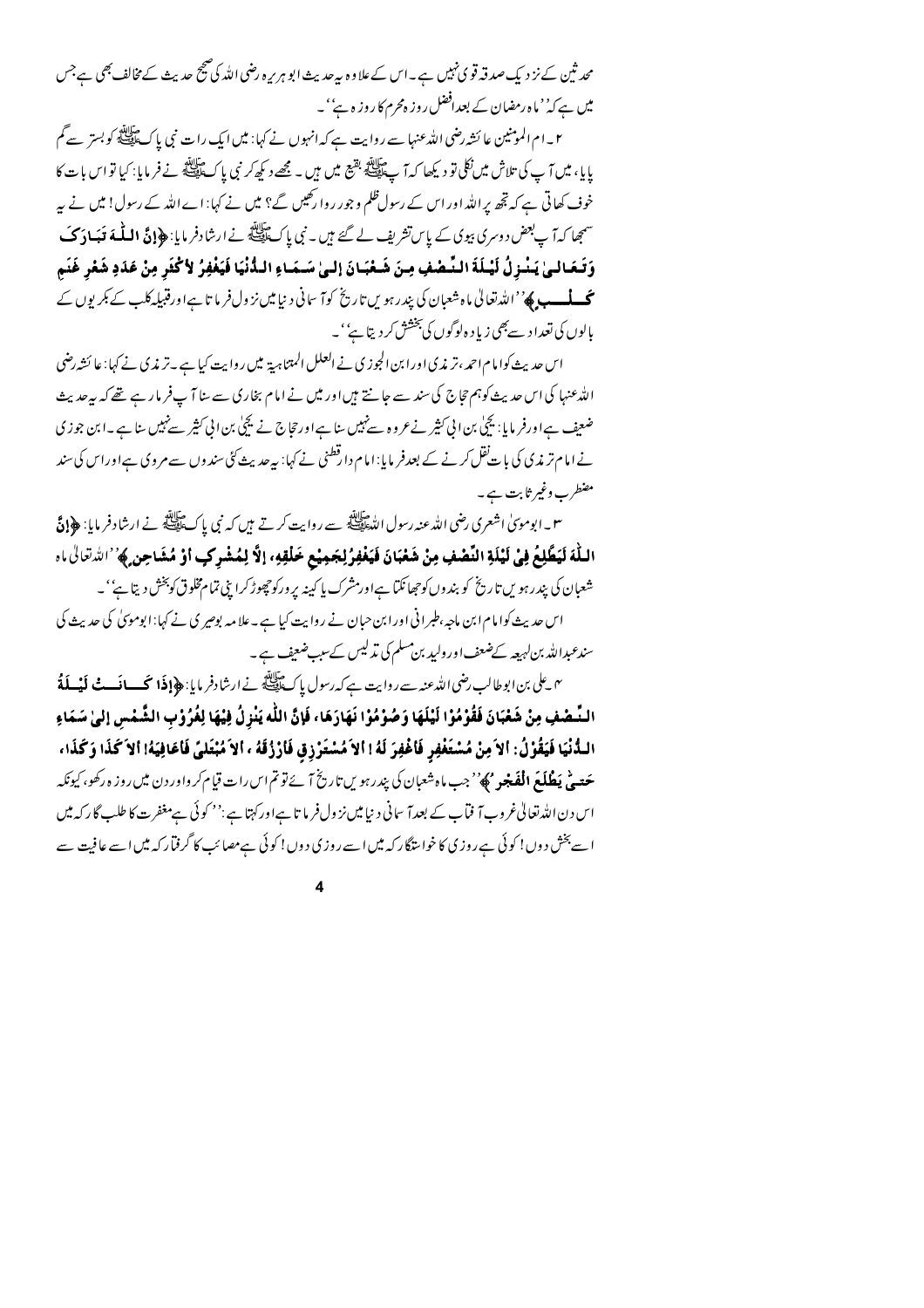محدثین کے نزدیک صدقہ قوی نہیں ہے۔اس کے علاوہ یہ حدیث ابو ہریرہ رضی اللہ کی صحیح حدیث کے مخالف بھی ہے جس میں ہے کہ ''ماہ رمضان کے بعد افضل روزہ محرم کا روزہ ہے''۔

۲۔ام المومنین عائشہ رضی اللہ عنہا سے روایت ہے کہ انہوں نے کہا: میں ایک رات نبی پاک ﷺ کو بستر سے گم پایا، میں آپ کی تلاش میں نکلی تو دیکھا کہ آپ ﷺ بقیع میں ہیں۔ مجھے دیکھ کر نبی پاک ﷺ نے فرمایا: کیا تو اس بات کا خوف کھاتی ہے کہ تجھ پر اللہ اور اس کے رسول ظلم و جور روا رکھیں گے؟ میں نے کہا: اے اللہ کے رسول! میں نے یہ سمجھا کہ آپ بعض دوسری بیوی کے پاس تشریف لے گئے ہیں۔ نبی پاک ﷺ نے ارشاد فرمایا: **﴿إِنَّ اللّٰهَ تَبَارَكَ وَتَعَالىٰ يَنْزِلُ لَيْلَةَ النِّصْفِ مِنَ شَعْبَانَ إِلىٰ سَمَاءِ الدُّنْيَا فَيَغْفِرُ لأكْثَرِ مِنْ عَدَدِ شَعْرِ غَنَمِ كَلْبٍ﴾** ''اللہ تعالیٰ ماہ شعبان کی پندرہویں تاریخ کو آسمانی دنیا میں نزول فرماتا ہے اور قبیلہ کلب کے بکریوں کے بالوں کی تعداد سے بھی زیادہ لوگوں کی بخشش کر دیتا ہے''۔

اس حدیث کو امام احمد، ترمذی اور ابن الجوزی نے العلل المتناہیۃ میں روایت کیا ہے۔ترمذی نے کہا: عائشہ رضی اللہ عنہا کی اس حدیث کو ہم حجاج کی سند سے جانتے ہیں اور میں نے امام بخاری سے سنا آپ فرمارہے تھے کہ یہ حدیث ضعیف ہے اور فرمایا: یحییٰ بن ابی کثیر نے عروہ سے نہیں سنا ہے اور حجاج نے یحییٰ بن ابی کثیر سے نہیں سنا ہے۔ابن جوزی نے امام ترمذی کی بات نقل کرنے کے بعد فرمایا: امام دارقطنی نے کہا: یہ حدیث کئی سندوں سے مروی ہے اور اس کی سند مضطرب وغیر ثابت ہے۔

۳۔ابوموسیٰ اشعری رضی اللہ عنہ رسول اللہ ﷺ سے روایت کرتے ہیں کہ نبی پاک ﷺ نے ارشاد فرمایا: **﴿إِنَّ اللّٰهَ لَيَطَّلِعُ فِيْ لَيْلَةِ النِّصْفِ مِنْ شَعْبَانَ فَيَغْفِرُ لِجَمِيْعِ خَلْقِهِ، إِلاَّ لِمُشْرِكٍ أَوْ مُشَاحِنٍ﴾** ''اللہ تعالیٰ ماہ شعبان کی پندرہویں تاریخ کو بندوں کو جھانکتا ہے اور مشرک یا کینہ پرور کو چھوڑ کر اپنی تمام مخلوق کو بخش دیتا ہے''۔

اس حدیث کو امام ابن ماجہ، طبرانی اور ابن حبان نے روایت کیا ہے۔علامہ بوصیری نے کہا: ابوموسیٰ کی حدیث کی سند عبداللہ بن لہیعہ کے ضعف اور ولید بن مسلم کی تدلیس کے سبب ضعیف ہے۔

۴۔علی بن ابو طالب رضی اللہ عنہ سے روایت ہے کہ رسول پاک ﷺ نے ارشاد فرمایا: **﴿إِذَا كَانَتْ لَيْلَةُ النِّصْفِ مِنْ شَعْبَانَ فَقُوْمُوْا لَيْلَهَا وَصُوْمُوْا نَهَارَهَا، فَإِنَّ اللّٰهَ يَنْزِلُ فِيْهَا لِغُرُوْبِ الشَّمْسِ إِلىٰ سَمَاءِ الدُّنْيَا فَيَقُوْلُ: أَلاَ مِنْ مُسْتَغْفِرٍ فَأَغْفِرَ لَهُ! أَلاَ مُسْتَرْزِقٍ فَأَرْزُقَهُ ، أَلاَ مُبْتَلىً فَأُعَافِيَهُ! أَلاَ كَذَا وَكَذَا، حَتّٰى يَطْلُعَ الْفَجْرُ﴾** ''جب ماہ شعبان کی پندرہویں تاریخ آئے تو تم اس رات قیام کرو اور دن میں روزہ رکھو، کیونکہ اس دن اللہ تعالیٰ غروب آفتاب کے بعد آسمانی دنیا میں نزول فرماتا ہے اور کہتا ہے: ''کوئی ہے مغفرت کا طلب گار کہ میں اسے بخش دوں! کوئی ہے روزی کا خواستگار کہ میں اسے روزی دوں! کوئی ہے مصائب کا گرفتار کہ میں اسے عافیت سے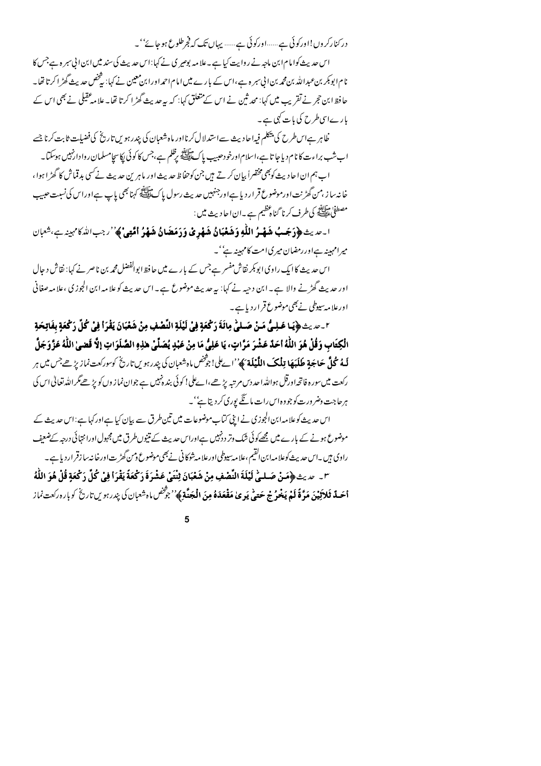در کنار کر دوں! اور کوئی ہے ...... اور کوئی ہے ...... یہاں تک کہ فجر طلوع ہو جائے''۔

اس حدیث کو امام ابن ماجہ نے روایت کیا ہے۔ علامہ بوصیری نے کہا: اس حدیث کی سند میں ابن ابی سبرہ ہے جس کا نام ابو بکر بن عبداللہ بن محمد بن ابی سبرہ ہے، اس کے بارے میں امام احمد اور ابن معین نے کہا: یہ شخص حدیث گھڑا کرتا تھا۔ حافظ ابن حجر نے تقریب میں کہا: محدثین نے اس کے متعلق کہا: کہ یہ حدیث گھڑا کرتا تھا۔ علامہ عقیلی نے بھی اس کے بارے اسی طرح کی بات کہی ہے۔

ظاہر ہے اس طرح کی متکلم فیہا احادیث سے استدلال کرنا اور ماہ شعبان کی پندرہویں تاریخ کی فضیلت ثابت کرنا جسے اب شب براءت کا نام دیا جاتا ہے، اسلام اور خود حبیب پاک ﷺ پر ظلم ہے، جس کا کوئی پکا سچا مسلمان روادار نہیں ہو سکتا۔

اب ہم ان احادیث کو بھی مختصراً بیان کرتے ہیں جن کو حفاظ حدیث اور ماہرین حدیث نے کسی بدقماش کا گھڑا ہوا، خانہ ساز، من گھڑت اور موضوع قرار دیا ہے اور جنہیں حدیث رسول پاک ﷺ کہنا بھی پاپ ہے اور اس کی نسبت حبیب مصطفیٰ ﷺ کی طرف کرنا گناہ عظیم ہے۔ ان احادیث میں:

۱۔ حدیث ﴿رَجَبُ شَهْرُ اللّٰهِ وَ شَعْبَانُ شَهْرِیْ وَرَمَضَانُ شَهْرُ اُمَّتِیْ﴾ ''رجب اللہ کا مہینہ ہے، شعبان میرا مہینہ ہے اور رمضان میری امت کا مہینہ ہے''۔

اس حدیث کا ایک راوی ابو بکر نقاش مفسر ہے جس کے بارے میں حافظ ابوالفضل محمد بن ناصر نے کہا: نقاش دجال اور حدیث گھڑنے والا ہے۔ ابن دحیہ نے کہا: یہ حدیث موضوع ہے۔ اس حدیث کو علامہ ابن الجوزی، علامہ صغانی اور علامہ سیوطی نے بھی موضوع قرار دیا ہے۔

۲۔ حدیث ﴿یَا عَلِیُّ مَنْ صَلّٰی مِائَةَ رَكْعَةٍ فِیْ لَیْلَةِ النِّصْفِ مِنْ شَعْبَانَ یَقْرَأُ فِیْ كُلِّ رَكْعَةٍ بِفَاتِحَةِ الْكِتَابِ وَقُلْ هُوَ اللّٰهُ اَحَدٌ عَشْرَ مَرَّاتٍ، یَا عَلِیُّ مَا مِنْ عَبْدٍ یُصَلِّیْ هٰذِهِ الصَّلَوَاتِ اِلَّا قَضَی اللّٰهُ عَزَّوَجَلَّ لَهٗ كُلَّ حَاجَةٍ طَلَبَهَا تِلْكَ اللَّیْلَةَ﴾ ''اے علی! جو شخص ماہ شعبان کی پندرہویں تاریخ کو سو رکعت نماز پڑھے جس میں ہر رکعت میں سورہ فاتحہ اور قل ہو اللہ احد دس مرتبہ پڑھے، اے علی! کوئی بندہ نہیں ہے جو ان نمازوں کو پڑھے مگر اللہ تعالیٰ اس کی ہر حاجت وضرورت کو جو وہ اس رات مانگے پوری کر دیتا ہے''۔

اس حدیث کو علامہ ابن الجوزی نے اپنی کتاب موضوعات میں تین طرق سے بیان کیا ہے اور کہا ہے: اس حدیث کے موضوع ہونے کے بارے میں مجھے کوئی شک وتردد نہیں ہے اور اس حدیث کے تینوں طرق میں مجہول اور انتہائی درجہ کے ضعیف راوی ہیں۔ اس حدیث کو علامہ ابن القیم، علامہ سیوطی اور علامہ شوکانی نے بھی موضوع و من گھڑت اور خانہ ساز قرار دیا ہے۔

۳۔ حدیث ﴿مَنْ صَلّٰی لَیْلَةَ النِّصْفِ مِنْ شَعْبَانَ ثِنْتَیْ عَشْرَةَ رَكْعَةً یَقْرَأُ فِیْ كُلِّ رَكْعَةٍ قُلْ هُوَ اللّٰهُ اَحَدٌ ثَلَاثِیْنَ مَرَّةً لَمْ یَخْرُجْ حَتّٰی یَرٰی مَقْعَدَهٗ مِنَ الْجَنَّةِ﴾ ''جو شخص ماہ شعبان کی پندرہویں تاریخ کو بارہ رکعت نماز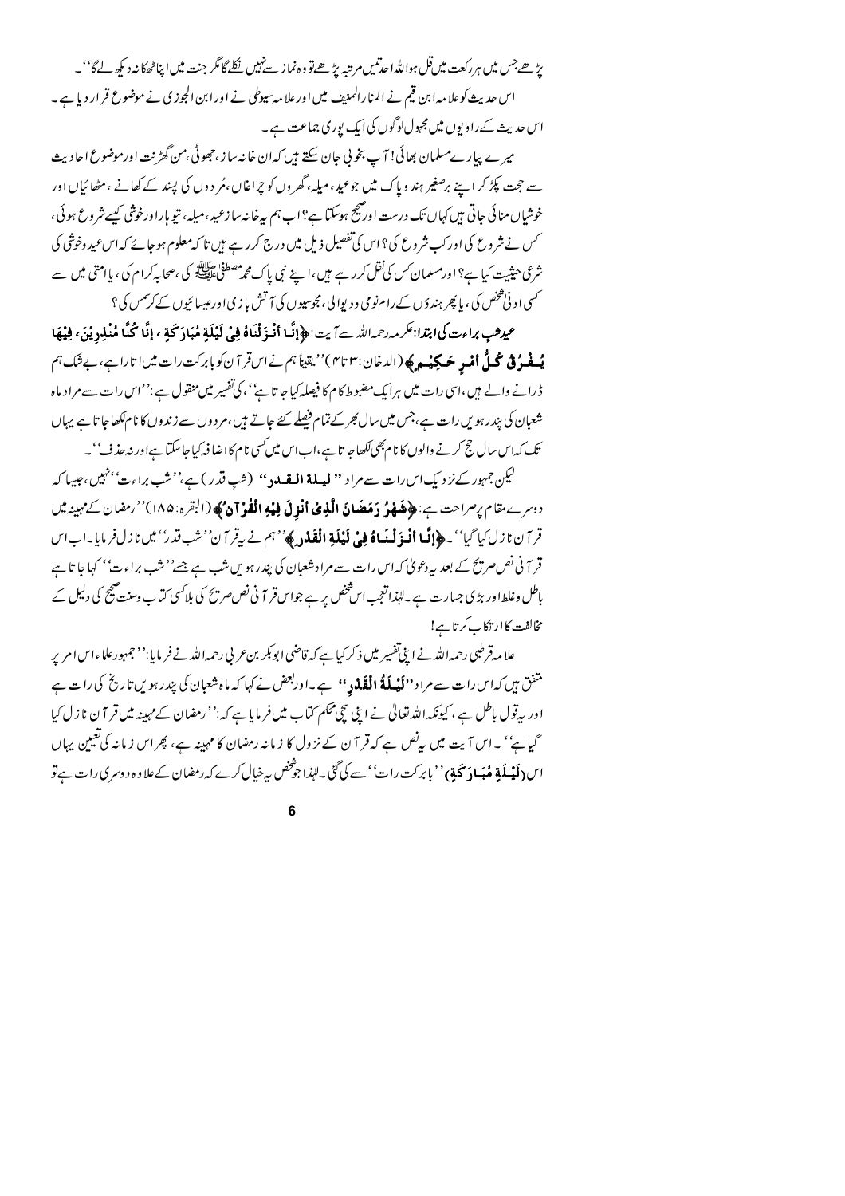پڑھے جس میں ہر رکعت میں قل ہو اللہ احد تیس مرتبہ پڑھے تو وہ نماز سے نہیں نکلے گا مگر جنت میں اپنا ٹھکانہ دیکھ لے گا''۔

اس حدیث کو علامہ ابن قیم نے المنار المنیف میں اور علامہ سیوطی نے اور ابن الجوزی نے موضوع قرار دیا ہے۔

اس حدیث کے راویوں میں مجہول لوگوں کی ایک پوری جماعت ہے۔

میرے پیارے مسلمان بھائی! آپ بخوبی جان سکتے ہیں کہ ان خانہ ساز، جھوٹی، من گھڑت اور موضوع احادیث سے حجت پکڑ کر اپنے برصغیر ہند و پاک میں جو عید، میلہ، گھروں کو چراغاں، مُردوں کی پسند کے کھانے، مٹھائیاں اور خوشیاں منائی جاتی ہیں کہاں تک درست اور صحیح ہوسکتا ہے؟ اب ہم یہ خانہ ساز عید، میلہ، تیوہار اور خوشی کیسے شروع ہوئی، کس نے شروع کی اور کب شروع کی؟ اس کی تفصیل ذیل میں درج کر رہے ہیں تا کہ معلوم ہو جائے کہ اس عید و خوشی کی شرعی حیثیت کیا ہے؟ اور مسلمان کس کی نقل کر رہے ہیں، اپنے نبی پاک محمد مصطفیٰ ﷺ کی، صحابہ کرام کی، یا امتی میں سے کسی ادنیٰ شخص کی، یا پھر ہندوؤں کے رام نومی و دیوالی، مجوسیوں کی آتش بازی اور عیسائیوں کے کرسمس کی؟

**عید شبِ براءت کی ابتدا:** عکرمہ رحمہ اللہ سے آیت: ﴿إِنَّا أَنْزَلْنَاهُ فِي لَيْلَةٍ مُبَارَكَةٍ ، إِنَّا كُنَّا مُنْذِرِيْنَ ، فِيْهَا يُفْرَقُ كُلُّ أَمْرٍ حَكِيْمٍ﴾ (الدخان: ۳ تا ۴) ''یقیناً ہم نے اس قرآن کو بابرکت رات میں اتارا ہے، بے شک ہم ڈرانے والے ہیں، اسی رات میں ہر ایک مضبوط کام کا فیصلہ کیا جاتا ہے''، کی تفسیر میں منقول ہے: ''اس رات سے مراد ماہ شعبان کی پندرہویں رات ہے، جس میں سال بھر کے تمام فیصلے کئے جاتے ہیں، مردوں سے زندوں کا نام لکھا جاتا ہے یہاں تک کہ اس سال حج کرنے والوں کا نام بھی لکھا جاتا ہے، اب اس میں کسی نام کا اضافہ کیا جاسکتا ہے اور نہ حذف''۔

لیکن جمہور کے نزدیک اس رات سے مراد '' لیلۃ القدر '' (شبِ قدر) ہے، ''شبِ براءت'' نہیں، جیسا کہ دوسرے مقام پر صراحت ہے: ﴿شَهْرُ رَمَضَانَ الَّذِيْ أُنْزِلَ فِيْهِ الْقُرْآنُ﴾ (البقرہ: ۱۸۵) ''رمضان کے مہینہ میں قرآن نازل کیا گیا''۔ ﴿إِنَّا أَنْزَلْنَاهُ فِيْ لَيْلَةِ الْقَدْرِ﴾ ''ہم نے یہ قرآن ''شبِ قدر'' میں نازل فرمایا۔ اب اس قرآنی نص صریح کے بعد یہ دعویٰ کہ اس رات سے مراد شعبان کی پندرہویں شب ہے جسے ''شبِ براءت'' کہا جاتا ہے باطل و غلط اور بڑی جسارت ہے۔ لہٰذا تعجب اس شخص پر ہے جو اس قرآنی نص صریح کی بلا کسی کتاب وسنت صحیح کی دلیل کے مخالفت کا ارتکاب کرتا ہے!

علامہ قرطبی رحمہ اللہ نے اپنی تفسیر میں ذکر کیا ہے کہ قاضی ابوبکر بن عربی رحمہ اللہ نے فرمایا: ''جمہور علماء اس امر پر متفق ہیں کہ اس رات سے مراد ''لَيْلَةُ الْقَدْرِ'' ہے۔ اور بعض نے کہا کہ ماہ شعبان کی پندرہویں تاریخ کی رات ہے اور یہ قول باطل ہے، کیونکہ اللہ تعالیٰ نے اپنی سچی محکم کتاب میں فرمایا ہے کہ: ''رمضان کے مہینہ میں قرآن نازل کیا گیا ہے''۔ اس آیت میں یہ نص ہے کہ قرآن کے نزول کا زمانہ رمضان کا مہینہ ہے، پھر اس زمانہ کی تعیین یہاں اس (لَيْلَةٍ مُبَارَكَةٍ) ''بابرکت رات'' سے کی گئی۔ لہٰذا جو شخص یہ خیال کرے کہ رمضان کے علاوہ دوسری رات ہے تو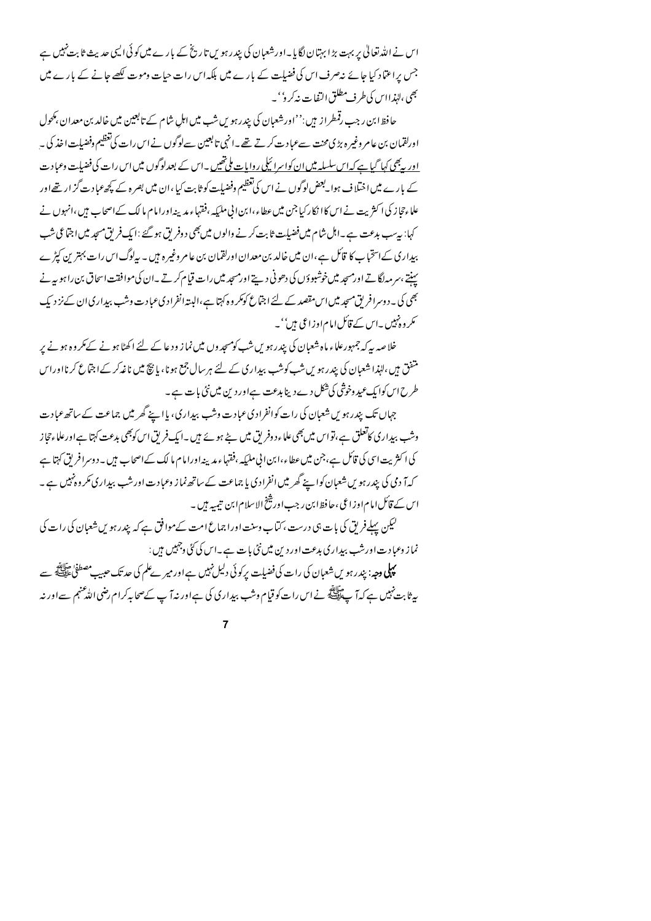اس نے اللہ تعالیٰ پر بہت بڑا بہتان لگایا۔ اور شعبان کی پندرہویں تاریخ کے بارے میں کوئی ایسی حدیث ثابت نہیں ہے جس پر اعتماد کیا جائے نہ صرف اس کی فضیلت کے بارے میں بلکہ اس رات حیات وموت لکھے جانے کے بارے میں بھی، لہٰذا اس کی طرف مطلق التفات نہ کرو'۔

حافظ ابن رجب رقمطراز ہیں: ''اور شعبان کی پندرہویں شب میں اہل شام کے تابعین میں خالد بن معدان، مکحول اور لقمان بن عامر وغیرہ بڑی محنت سے عبادت کرتے تھے۔ انہی تابعین سے لوگوں نے اس رات کی تعظیم وفضیلت اخذ کی۔ اور یہ بھی کہا گیا ہے کہ اس سلسلہ میں ان کو اسرائیلی روایات ملی تھیں۔ اس کے بعد لوگوں میں اس رات کی فضیلت وعبادت کے بارے میں اختلاف ہوا۔ بعض لوگوں نے اس کی تعظیم وفضیلت کو ثابت کیا، ان میں بصرہ کے کچھ عبادت گزار تھے اور علماء حجاز کی اکثریت نے اس کا انکار کیا جن میں عطاء، ابن ابی ملیکہ، فقہاء مدینہ اور امام مالک کے اصحاب ہیں، انہوں نے کہا: یہ سب بدعت ہے۔ اہل شام میں فضیلت ثابت کرنے والوں میں بھی دو فریق ہوگئے: ایک فریق مسجد میں اجتماعی شب بیداری کے استحباب کا قائل ہے، ان میں خالد بن معدان اور لقمان بن عامر وغیرہ ہیں۔ یہ لوگ اس رات بہترین کپڑے پہنتے، سرمہ لگاتے اور مسجد میں خوشبوؤں کی دھونی دیتے اور مسجد میں رات قیام کرتے۔ ان کی موافقت اسحاق بن راہویہ نے بھی کی۔ دوسرا فریق مسجد میں اس مقصد کے لئے اجتماع کو مکروہ کہتا ہے، البتہ انفرادی عبادت وشب بیداری ان کے نزدیک مکروہ نہیں۔ اس کے قائل امام اوزاعی ہیں''۔

خلاصہ یہ کہ جمہور علماء ماہ شعبان کی پندرہویں شب کو مسجدوں میں نماز ودعا کے لئے اکٹھا ہونے کے مکروہ ہونے پر متفق ہیں، لہٰذا شعبان کی پندرہویں شب کو شب بیداری کے لئے ہر سال جمع ہونا، یا بیچ میں ناغہ کرکے اجتماع کرنا اور اس طرح اس کو ایک عید وخوشی کی شکل دے دینا بدعت ہے اور دین میں نئی بات ہے۔

جہاں تک پندرہویں شعبان کی رات کو انفرادی عبادت وشب بیداری، یا اپنے گھر میں جماعت کے ساتھ عبادت وشب بیداری کا تعلق ہے، تو اس میں بھی علماء دو فریق میں بٹے ہوئے ہیں۔ ایک فریق اس کو بھی بدعت کہتا ہے اور علماء حجاز کی اکثریت اسی کی قائل ہے، جن میں عطاء، ابن ابی ملیکہ، فقہاء مدینہ اور امام مالک کے اصحاب ہیں۔ دوسرا فریق کہتا ہے کہ آدمی کی پندرہویں شعبان کو اپنے گھر میں انفرادی یا جماعت کے ساتھ نماز وعبادت اور شب بیداری مکروہ نہیں ہے۔ اس کے قائل امام اوزاعی، حافظ ابن رجب اور شیخ الاسلام ابن تیمیہ ہیں۔

لیکن پہلے فریق کی بات ہی درست، کتاب وسنت اور اجماع امت کے موافق ہے کہ پندرہویں شعبان کی رات کی نماز وعبادت اور شب بیداری بدعت اور دین میں نئی بات ہے۔ اس کی کئی وجہیں ہیں:

**پہلی وجہ:** پندرہویں شعبان کی رات کی فضیلت پر کوئی دلیل نہیں ہے اور میرے علم کی حد تک حبیب مصطفی ﷺ سے یہ ثابت نہیں ہے کہ آپ ﷺ نے اس رات کو قیام وشب بیداری کی ہے اور نہ آپ کے صحابہ کرام رضی اللہ عنہم سے اور نہ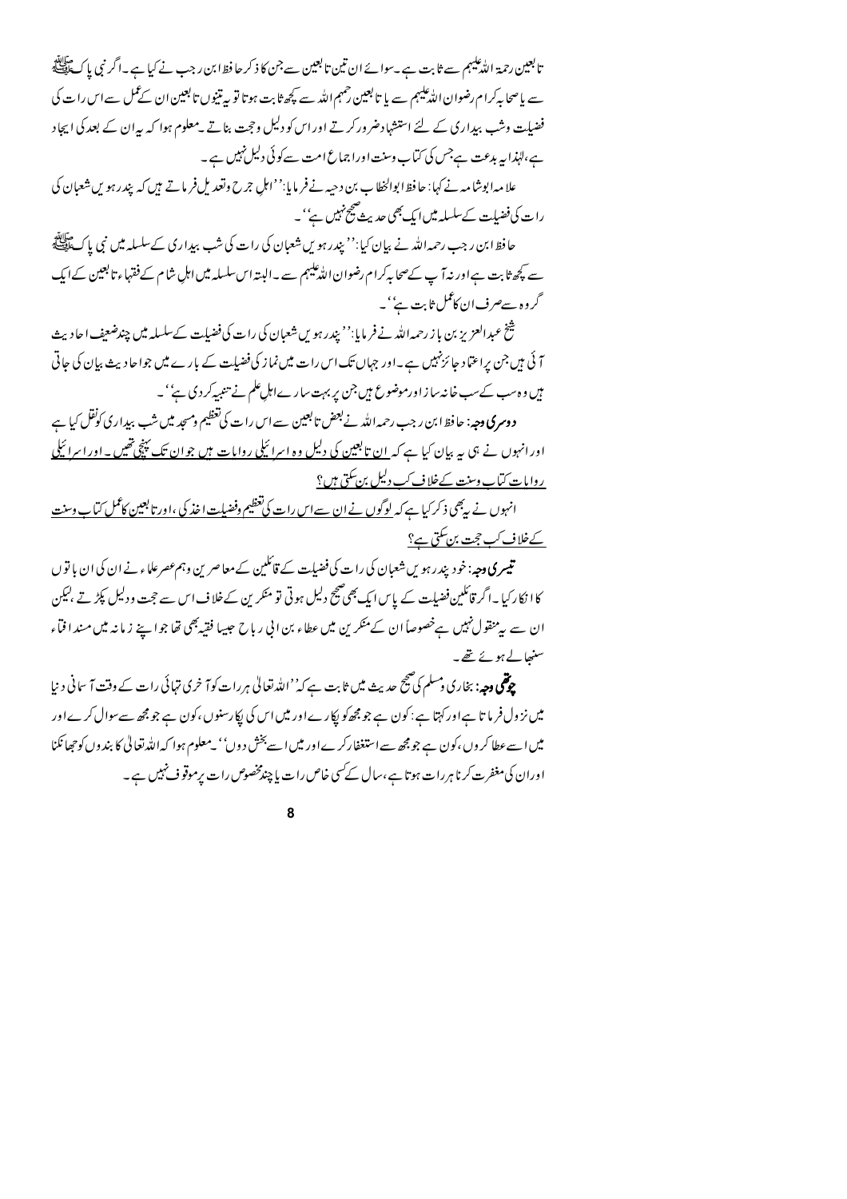تابعین رحمۃ اللہ علیہم سے ثابت ہے۔سوائے ان تین تابعین سے جن کا ذکر حافظ ابن رجب نے کیا ہے۔اگر نبی پاک ﷺ سے یا صحابہ کرام رضوان اللہ علیہم سے یا تابعین رحمہم اللہ سے کچھ ثابت ہوتا تو یہ تینوں تابعین ان کے عمل سے اس رات کی فضیلت وشب بیداری کے لئے استشہاد ضرور کرتے اور اس کو دلیل وحجت بناتے۔معلوم ہوا کہ یہ ان کے بعد کی ایجاد ہے،لہٰذا یہ بدعت ہے جس کی کتاب وسنت اور اجماع امت سے کوئی دلیل نہیں ہے۔

علامہ ابوشامہ نے کہا: حافظ ابوالخطاب بن دحیہ نے فرمایا:''اہلِ جرح وتعدیل فرماتے ہیں کہ پندرہویں شعبان کی رات کی فضیلت کے سلسلہ میں ایک بھی حدیث صحیح نہیں ہے''۔

حافظ ابن رجب رحمہ اللہ نے بیان کیا:''پندرہویں شعبان کی رات کی شب بیداری کے سلسلہ میں نبی پاک ﷺ سے کچھ ثابت ہے اور نہ آپ کے صحابہ کرام رضوان اللہ علیہم سے۔البتہ اس سلسلہ میں اہلِ شام کے فقہاء تابعین کے ایک گروہ سے صرف ان کا عمل ثابت ہے''۔

شیخ عبدالعزیز بن باز رحمہ اللہ نے فرمایا:''پندرہویں شعبان کی رات کی فضیلت کے سلسلہ میں چند ضعیف احادیث آئی ہیں جن پر اعتماد جائز نہیں ہے۔اور جہاں تک اس رات میں نماز کی فضیلت کے بارے میں جو احادیث بیان کی جاتی ہیں وہ سب کے سب خانہ ساز اور موضوع ہیں جن پر بہت سارے اہلِ علم نے تنبیہ کردی ہے''۔

**دوسری وجہ:** حافظ ابن رجب رحمہ اللہ نے بعض تابعین سے اس رات کی تعظیم ومسجد میں شب بیداری کو نقل کیا ہے اور انہوں نے ہی یہ بیان کیا ہے کہ <u>ان تابعین کی دلیل وہ اسرائیلی روایات ہیں جو ان تک پہنچی تھیں۔اور اسرائیلی روایات کتاب وسنت کے خلاف کب دلیل بن سکتی ہیں؟</u>

انہوں نے یہ بھی ذکر کیا ہے کہ لوگوں نے ان سے اس رات کی تعظیم وفضیلت اخذ کی،اور <u>تابعین کا عمل کتاب وسنت کے خلاف کب حجت بن سکتی ہے؟</u>

**تیسری وجہ:** خود پندرہویں شعبان کی رات کی فضیلت کے قائلین کے معاصرین وہم عصر علماء نے ان کی ان باتوں کا انکار کیا۔اگر قائلین فضیلت کے پاس ایک بھی صحیح دلیل ہوتی تو منکرین کے خلاف اس سے حجت ودلیل پکڑتے،لیکن ان سے یہ منقول نہیں ہے خصوصاً ان کے منکرین میں عطاء بن ابی رباح جیسا فقیہ بھی تھا جو اپنے زمانہ میں مسند افتاء سنبھالے ہوئے تھے۔

**چوتھی وجہ:** بخاری ومسلم کی صحیح حدیث میں ثابت ہے کہ''اللہ تعالیٰ ہر رات کو آخری تہائی رات کے وقت آسمانی دنیا میں نزول فرماتا ہے اور کہتا ہے: کون ہے جو مجھ کو پکارے اور میں اس کی پکار سنوں،کون ہے جو مجھ سے سوال کرے اور میں اسے عطا کروں،کون ہے جو مجھ سے استغفار کرے اور میں اسے بخش دوں''۔معلوم ہوا کہ اللہ تعالیٰ کا بندوں کو جھانکنا اور ان کی مغفرت کرنا ہر رات ہوتا ہے،سال کے کسی خاص رات یا چند مخصوص رات پر موقوف نہیں ہے۔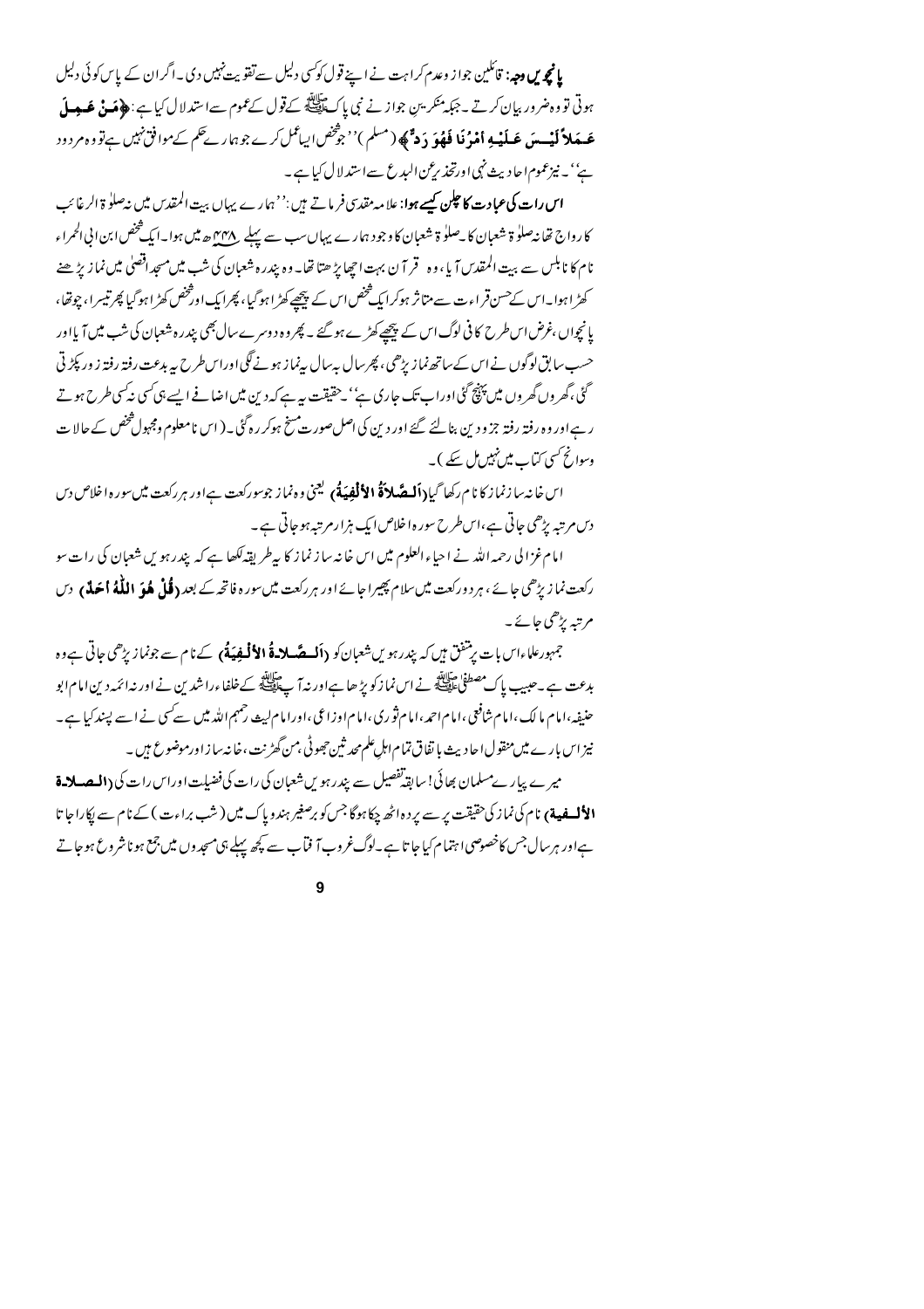**پانچویں وجہ:** قائلین جواز وعدم کراہت نے اپنے قول کو کسی دلیل سے تقویت نہیں دی۔ اگر ان کے پاس کوئی دلیل ہوتی تو وہ ضرور بیان کرتے۔ جبکہ منکرین جواز نے نبی پاک ﷺ کے قول کے عموم سے استدلال کیا ہے: ﴿**مَنْ عَمِلَ عَمَلاً لَيْسَ عَلَيْهِ اَمْرُنَا فَهُوَ رَدٌّ**﴾ (مسلم) ''جو شخص ایسا عمل کرے جو ہمارے حکم کے موافق نہیں ہے تو وہ مردود ہے''۔ نیز عموم احادیث نہی اور تحذیر عن البدع سے استدلال کیا ہے۔

**اس رات کی عبادت کا چلن کیسے ہوا:** علامہ مقدسی فرماتے ہیں: ''ہمارے یہاں بیت المقدس میں نہ صلوٰۃ الرغائب کا رواج تھا نہ صلوٰۃ شعبان کا۔ صلوٰۃ شعبان کا وجود ہمارے یہاں سب سے پہلے ۴۴۸ھ میں ہوا۔ ایک شخص ابن ابی الحمراء نام کا نابلس سے بیت المقدس آیا، وہ قرآن بہت اچھا پڑھتا تھا۔ وہ پندرہ شعبان کی شب میں مسجد اقصیٰ میں نماز پڑھنے کھڑا ہوا۔ اس کے حسن قراءت سے متاثر ہو کر ایک شخص اس کے پیچھے کھڑا ہو گیا، پھر ایک اور شخص کھڑا ہو گیا پھر تیسرا، چوتھا، پانچواں، غرض اس طرح کافی لوگ اس کے پیچھے کھڑے ہو گئے۔ پھر وہ دوسرے سال بھی پندرہ شعبان کی شب میں آیا اور حسب سابق لوگوں نے اس کے ساتھ نماز پڑھی، پھر سال بہ سال یہ نماز ہونے لگی اور اس طرح یہ بدعت رفتہ رفتہ زور پکڑتی گئی، گھروں گھروں میں پہنچ گئی اور اب تک جاری ہے''۔ حقیقت یہ ہے کہ دین میں اضافے ایسے ہی کسی نہ کسی طرح ہوتے رہے اور وہ رفتہ رفتہ جزو دین بنا لئے گئے اور دین کی اصل صورت مسخ ہو کر رہ گئی۔ (اس نامعلوم ومجہول شخص کے حالات وسوانح کسی کتاب میں نہیں مل سکے)۔

اس خانہ ساز نماز کا نام رکھا گیا (**اَلصَّلاةُ الألْفِيَةُ**) یعنی وہ نماز جو سو رکعت ہے اور ہر رکعت میں سورہ اخلاص دس دس مرتبہ پڑھی جاتی ہے، اس طرح سورہ اخلاص ایک ہزار مرتبہ ہو جاتی ہے۔

امام غزالی رحمہ اللہ نے احیاء العلوم میں اس خانہ ساز نماز کا یہ طریقہ لکھا ہے کہ پندرہویں شعبان کی رات سو رکعت نماز پڑھی جائے، ہر دو رکعت میں سلام پھیرا جائے اور ہر رکعت میں سورہ فاتحہ کے بعد (**قُلْ هُوَ اللّٰهُ اَحَدٌ**) دس مرتبہ پڑھی جائے۔

جمہور علماء اس بات پر متفق ہیں کہ پندرہویں شعبان کو (**اَلصَّلاةُ الألْفِيَةُ**) کے نام سے جو نماز پڑھی جاتی ہے وہ بدعت ہے۔ حبیب پاک مصطفیٰ ﷺ نے اس نماز کو پڑھا ہے اور نہ آپ ﷺ کے خلفاء راشدین نے اور نہ ائمہ دین امام ابو حنیفہ، امام مالک، امام شافعی، امام احمد، امام ثوری، امام اوزاعی، اور امام لیث رحمہم اللہ میں سے کسی نے اسے پسند کیا ہے۔ نیز اس بارے میں منقول احادیث باتفاق تمام اہل علم محدثین جھوٹی، من گھڑت، خانہ ساز اور موضوع ہیں۔

میرے پیارے مسلمان بھائی! سابقہ تفصیل سے پندرہویں شعبان کی رات کی فضیلت اور اس رات کی (**الصلاة الألفية**) نام کی نماز کی حقیقت پر سے پردہ اٹھ چکا ہوگا جس کو برصغیر ہند و پاک میں (شب براءت) کے نام سے پکارا جاتا ہے اور ہر سال جس کا خصوصی اہتمام کیا جاتا ہے۔ لوگ غروب آفتاب سے کچھ پہلے ہی مسجدوں میں جمع ہونا شروع ہو جاتے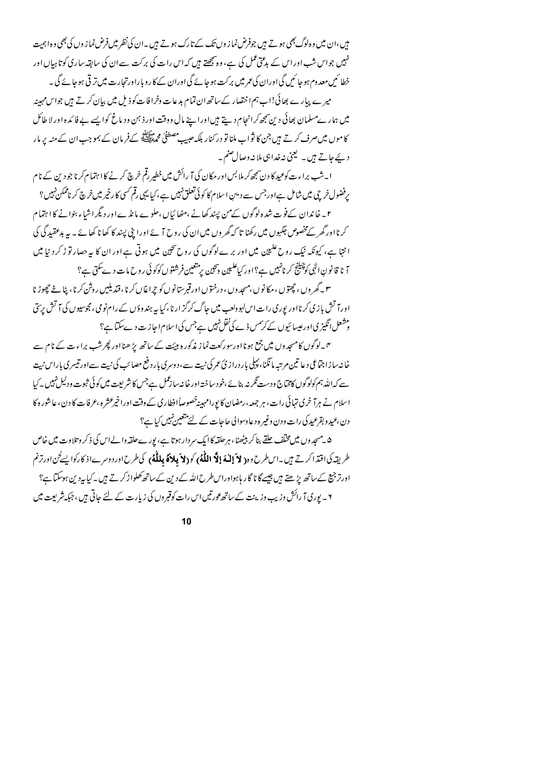ہیں، ان میں وہ لوگ بھی ہوتے ہیں جو فرض نمازوں تک کے تارک ہوتے ہیں۔ ان کی نظر میں فرض نمازوں کی بھی وہ اہمیت نہیں جو اس شب اور اس کے بدعتی عمل کی ہے، وہ سمجھتے ہیں کہ اس رات کی برکت سے ان کی سابقہ ساری کوتاہیاں اور خطائیں معدوم ہو جائیں گی اور ان کی عمر میں برکت ہو جائے گی اور ان کے کاروبار اور تجارت میں ترقی ہو جائے گی۔

میرے پیارے بھائی! اب ہم اختصار کے ساتھ ان تمام بدعات وخرافات کو ذیل میں بیان کرتے ہیں جو اس مہینہ میں ہمارے مسلمان بھائی دین سمجھ کر انجام دیتے ہیں اور اپنے مال ووقت اور ذہن ودماغ کو ایسے بے فائدہ اور لا طائل کاموں میں صرف کرتے ہیں جن کا ثواب ملنا تو درکنار بلکہ حبیب مصطفیٰ محمد ﷺ کے فرمان کے بموجب ان کے منہ پر مار دیئے جاتے ہیں۔ یعنی نہ خدا ہی ملا نہ وصال صنم۔

۱۔ شب براءت کو عید کا دن سمجھ کر ملابس اور مکان کی آرائش میں خطیر رقم خرچ کرنے کا اہتمام کرنا جو دین کے نام پر فضول خرچی میں شامل ہے اور جس سے دینِ اسلام کا کوئی تعلق نہیں ہے، کیا یہی رقم کسی کار خیر میں خرچ کرنا ممکن نہیں؟

۲۔ خاندان کے فوت شدہ لوگوں کے من پسند کھانے، مٹھائیاں، حلوے مانڈے اور دیگر اشیاء بنوانے کا اہتمام کرنا اور گھر کے مخصوص جگہوں میں رکھنا تا کہ گھروں میں ان کی روح آئے اور اپنی پسند کا کھانا کھائے۔ یہ بدعقیدگی کی انتہا ہے، کیونکہ نیک روح علیین میں اور برے لوگوں کی روح سجین میں ہوتی ہے اور ان کا یہ حصار توڑ کر دنیا میں آنا قانونِ الٰہی کو چیلنج کرنا نہیں ہے؟ اور کیا علیین وسجین پر متعین فرشتوں کو کوئی روح مات دے سکتی ہے؟

۳۔ گھروں، چھتوں، مکانوں، مسجدوں، درختوں اور قبرستانوں کو چراغاں کرنا، قندیلیں روشن کرنا، پٹاخے چھوڑنا اور آتش بازی کرنا اور پوری رات اس لہو ولعب میں جاگ کر گزارنا، کیا یہ ہندوؤں کے رام نومی، مجوسیوں کی آتش پرستی وشعل انگیزی اور عیسائیوں کے کرسمس ڈے کی نقل نہیں ہے جس کی اسلام اجازت دے سکتا ہے؟

۴۔ لوگوں کا مسجدوں میں جمع ہونا اور سو رکعت نماز مذکورہ ہیئت کے ساتھ پڑھنا اور پھر شب براءت کے نام سے خانہ ساز اجتماعی دعا تین مرتبہ مانگنا، پہلی بار درازیٔ عمر کی نیت سے، دوسری بار دفع مصائب کی نیت سے اور تیسری بار اس نیت سے کہ اللہ ہم کو لوگوں کا محتاج ودست نگر نہ بنائے، خود ساختہ اور خانہ ساز عمل ہے جس کا شریعت میں کوئی ثبوت ودلیل نہیں۔ کیا اسلام نے ہر آخری تہائی رات، ہر جمعہ، رمضان کا پورا مہینہ خصوصاً افطاری کے وقت اور اخیر عشرہ، عرفات کا دن، عاشورہ کا دن، عید وبقرعید کی رات ودن وغیرہ دعا وسوالِ حاجات کے لئے متعین نہیں کیا ہے؟

۵۔ مسجدوں میں مختلف حلقے بنا کر بیٹھنا، ہر حلقہ کا ایک سردار ہوتا ہے، پورے حلقہ والے اس کی ذکر وتلاوت میں خاص طریقہ کی اقتدا کرتے ہیں۔ اس طرح وہ **( لاَ إِلٰهَ إِلاَّ اللّٰهُ)** کو **(لاَ يلاهَ يللّٰهُ)** کی طرح اور دوسرے اذکار کو ایسے لحن اور ترنم اور ترجیع کے ساتھ پڑھتے ہیں جیسے گانا گا رہا ہو اور اس طرح اللہ کے دین کے ساتھ کھلواڑ کرتے ہیں۔ کیا یہ دین ہو سکتا ہے؟

۶۔ پوری آرائش وزیب وزینت کے ساتھ عورتیں اس رات کو قبروں کی زیارت کے لئے جاتی ہیں، جبکہ شریعت میں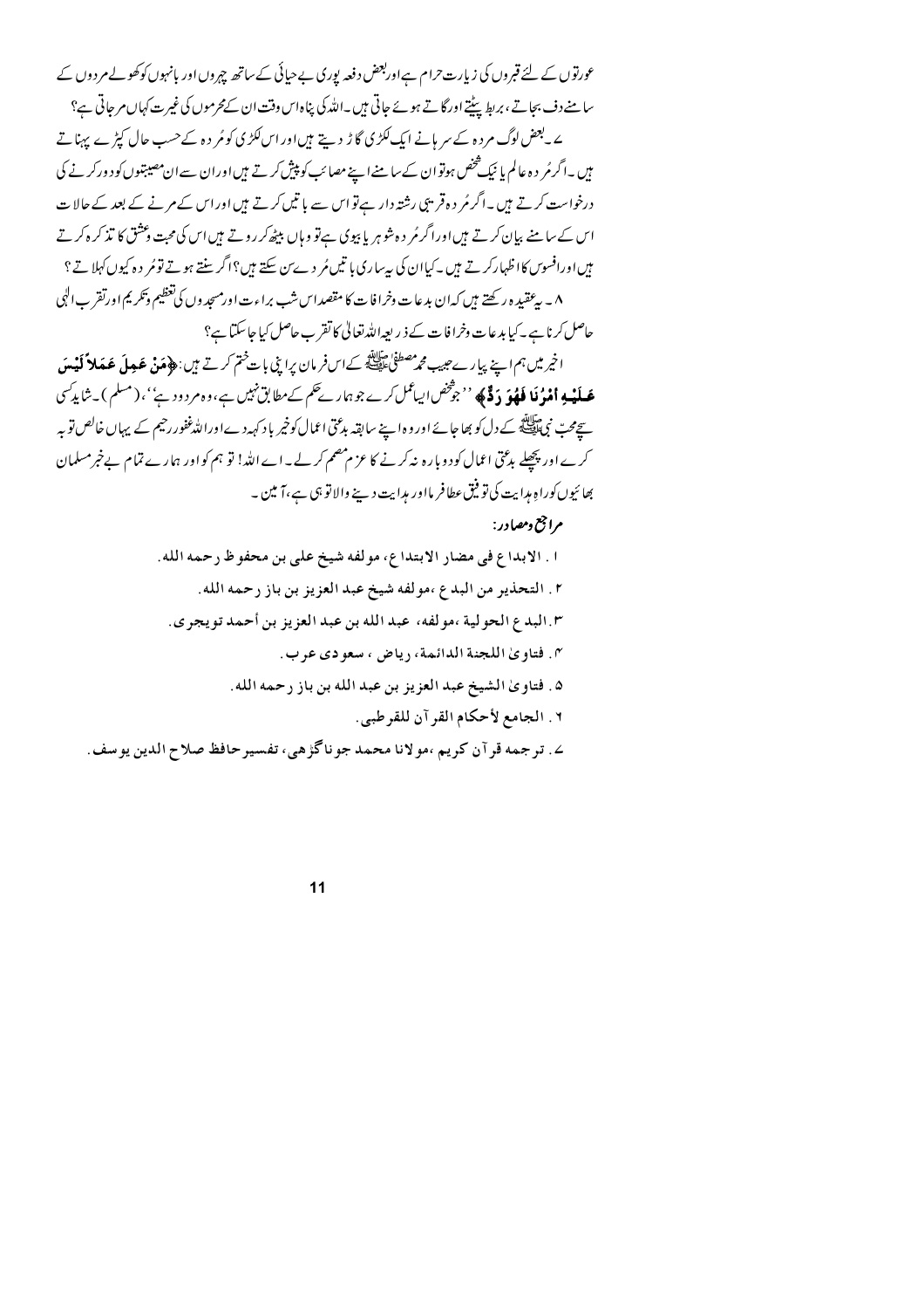عورتوں کے لئے قبروں کی زیارت حرام ہے اور بعض دفعہ پوری بے حیائی کے ساتھ چہروں اور بانہوں کو کھولے مردوں کے سامنے دف بجاتے، بربط پیٹتے اور گاتے ہوئے جاتی ہیں۔ اللہ کی پناہ اس وقت ان کے محرموں کی غیرت کہاں مرجاتی ہے؟

۷۔ بعض لوگ مردہ کے سرہانے ایک لکڑی گاڑ دیتے ہیں اور اس لکڑی کو مُردہ کے حسب حال کپڑے پہناتے ہیں۔ اگر مُردہ عالم یا نیک شخص ہو تو ان کے سامنے اپنے مصائب کو پیش کرتے ہیں اور ان سے ان مصیبتوں کو دور کرنے کی درخواست کرتے ہیں۔ اگر مُردہ قریبی رشتہ دار ہے تو اس سے باتیں کرتے ہیں اور اس کے مرنے کے بعد کے حالات اس کے سامنے بیان کرتے ہیں اور اگر مُردہ شوہر یا بیوی ہے تو وہاں بیٹھ کر روتے ہیں اس کی محبت وعشق کا تذکرہ کرتے ہیں اور افسوس کا اظہار کرتے ہیں۔ کیا ان کی یہ ساری باتیں مُردے سن سکتے ہیں؟ اگر سنتے ہوتے تو مُردہ کیوں کہلاتے؟

۸۔ یہ عقیدہ رکھتے ہیں کہ ان بدعات وخرافات کا مقصد اس شب براءت اور مسجدوں کی تعظیم وتکریم اور تقرب الٰہی حاصل کرنا ہے۔ کیا بدعات وخرافات کے ذریعہ اللہ تعالیٰ کا تقرب حاصل کیا جا سکتا ہے؟

اخیر میں ہم اپنے پیارے حبیب محمد مصطفی ﷺ کے اس فرمان پر اپنی بات ختم کرتے ہیں: **﴿مَنْ عَمِلَ عَمَلاً لَيْسَ عَلَيْهِ أَمْرُنَا فَهُوَ رَدٌّ﴾** ''جو شخص ایسا عمل کرے جو ہمارے حکم کے مطابق نہیں ہے، وہ مردود ہے''، (مسلم)۔ شاید کسی سچے محبّ نبی ﷺ کے دل کو بھا جائے اور وہ اپنے سابقہ بدعتی اعمال کو خیر باد کہہ دے اور اللہ غفور رحیم کے یہاں خالص توبہ کرے اور پچھلے بدعتی اعمال کو دوبارہ نہ کرنے کا عزم مصمم کرلے۔ اے اللہ! تو ہم کو اور ہمارے تمام بے خبر مسلمان بھائیوں کو راہِ ہدایت کی توفیق عطا فرما اور ہدایت دینے والا تو ہی ہے، آمین۔

**مراجع ومصادر:**

۱. الابداع فی مضار الابتداع، مولفه شیخ علی بن محفوظ رحمه الله.

۲. التحذیر من البدع، مولفه شیخ عبد العزیز بن باز رحمه الله.

۳. البدع الحولیة، مولفه، عبد الله بن عبد العزیز بن أحمد تویجری.

۴. فتاویٰ اللجنة الدائمة، ریاض، سعودی عرب.

۵. فتاویٰ الشیخ عبد العزیز بن عبد الله بن باز رحمه الله.

۶. الجامع لأحکام القرآن للقرطبی.

۷. ترجمه قرآن کریم، مولانا محمد جوناگڑھی، تفسیر حافظ صلاح الدین یوسف.